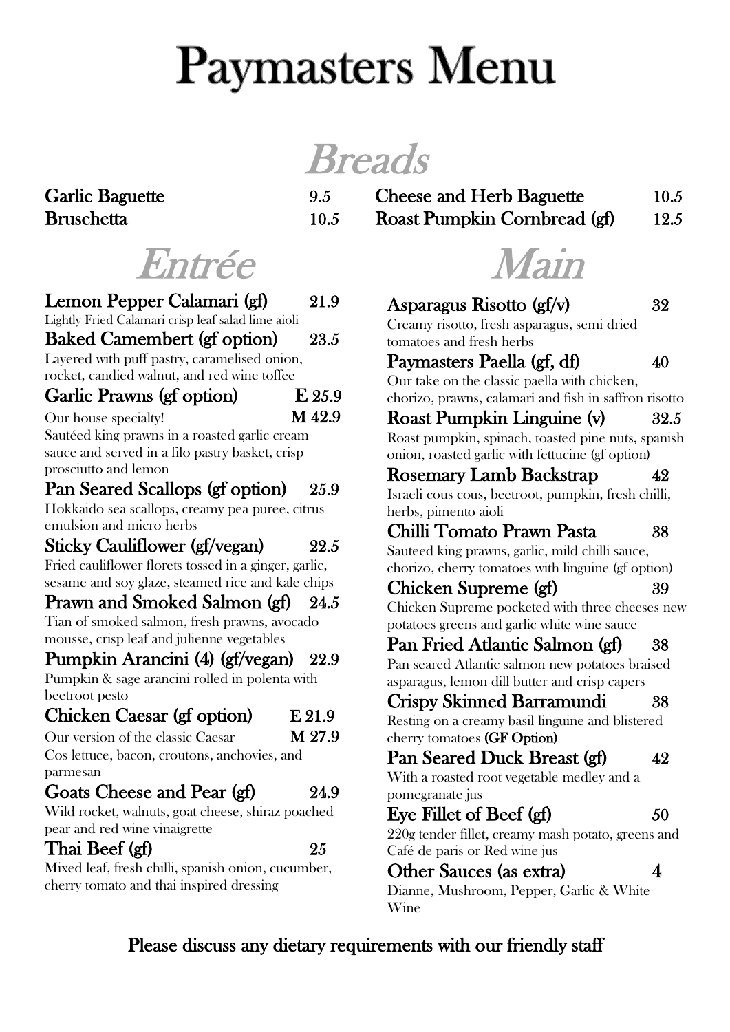# Paymasters Menu

## Breads

**Garlic Baguette** 9.5

**Bruschetta** 10.5

**Cheese and Herb Baguette** 10.5

**Roast Pumpkin Cornbread (gf)** 12.5

## Entrée

**Lemon Pepper Calamari (gf)** 21.9
Lightly Fried Calamari crisp leaf salad lime aioli

**Baked Camembert (gf option)** 23.5
Layered with puff pastry, caramelised onion, rocket, candied walnut, and red wine toffee

**Garlic Prawns (gf option)** E 25.9 / M 42.9
Our house specialty!
Sautéed king prawns in a roasted garlic cream sauce and served in a filo pastry basket, crisp prosciutto and lemon

**Pan Seared Scallops (gf option)** 25.9
Hokkaido sea scallops, creamy pea puree, citrus emulsion and micro herbs

**Sticky Cauliflower (gf/vegan)** 22.5
Fried cauliflower florets tossed in a ginger, garlic, sesame and soy glaze, steamed rice and kale chips

**Prawn and Smoked Salmon (gf)** 24.5
Tian of smoked salmon, fresh prawns, avocado mousse, crisp leaf and julienne vegetables

**Pumpkin Arancini (4) (gf/vegan)** 22.9
Pumpkin & sage arancini rolled in polenta with beetroot pesto

**Chicken Caesar (gf option)** E 21.9 / M 27.9
Our version of the classic Caesar
Cos lettuce, bacon, croutons, anchovies, and parmesan

**Goats Cheese and Pear (gf)** 24.9
Wild rocket, walnuts, goat cheese, shiraz poached pear and red wine vinaigrette

**Thai Beef (gf)** 25
Mixed leaf, fresh chilli, spanish onion, cucumber, cherry tomato and thai inspired dressing

## Main

**Asparagus Risotto (gf/v)** 32
Creamy risotto, fresh asparagus, semi dried tomatoes and fresh herbs

**Paymasters Paella (gf, df)** 40
Our take on the classic paella with chicken, chorizo, prawns, calamari and fish in saffron risotto

**Roast Pumpkin Linguine (v)** 32.5
Roast pumpkin, spinach, toasted pine nuts, spanish onion, roasted garlic with fettucine (gf option)

**Rosemary Lamb Backstrap** 42
Israeli cous cous, beetroot, pumpkin, fresh chilli, herbs, pimento aioli

**Chilli Tomato Prawn Pasta** 38
Sauteed king prawns, garlic, mild chilli sauce, chorizo, cherry tomatoes with linguine (gf option)

**Chicken Supreme (gf)** 39
Chicken Supreme pocketed with three cheeses new potatoes greens and garlic white wine sauce

**Pan Fried Atlantic Salmon (gf)** 38
Pan seared Atlantic salmon new potatoes braised asparagus, lemon dill butter and crisp capers

**Crispy Skinned Barramundi** 38
Resting on a creamy basil linguine and blistered cherry tomatoes **(GF Option)**

**Pan Seared Duck Breast (gf)** 42
With a roasted root vegetable medley and a pomegranate jus

**Eye Fillet of Beef (gf)** 50
220g tender fillet, creamy mash potato, greens and Café de paris or Red wine jus

**Other Sauces (as extra)** 4
Dianne, Mushroom, Pepper, Garlic & White Wine

**Please discuss any dietary requirements with our friendly staff**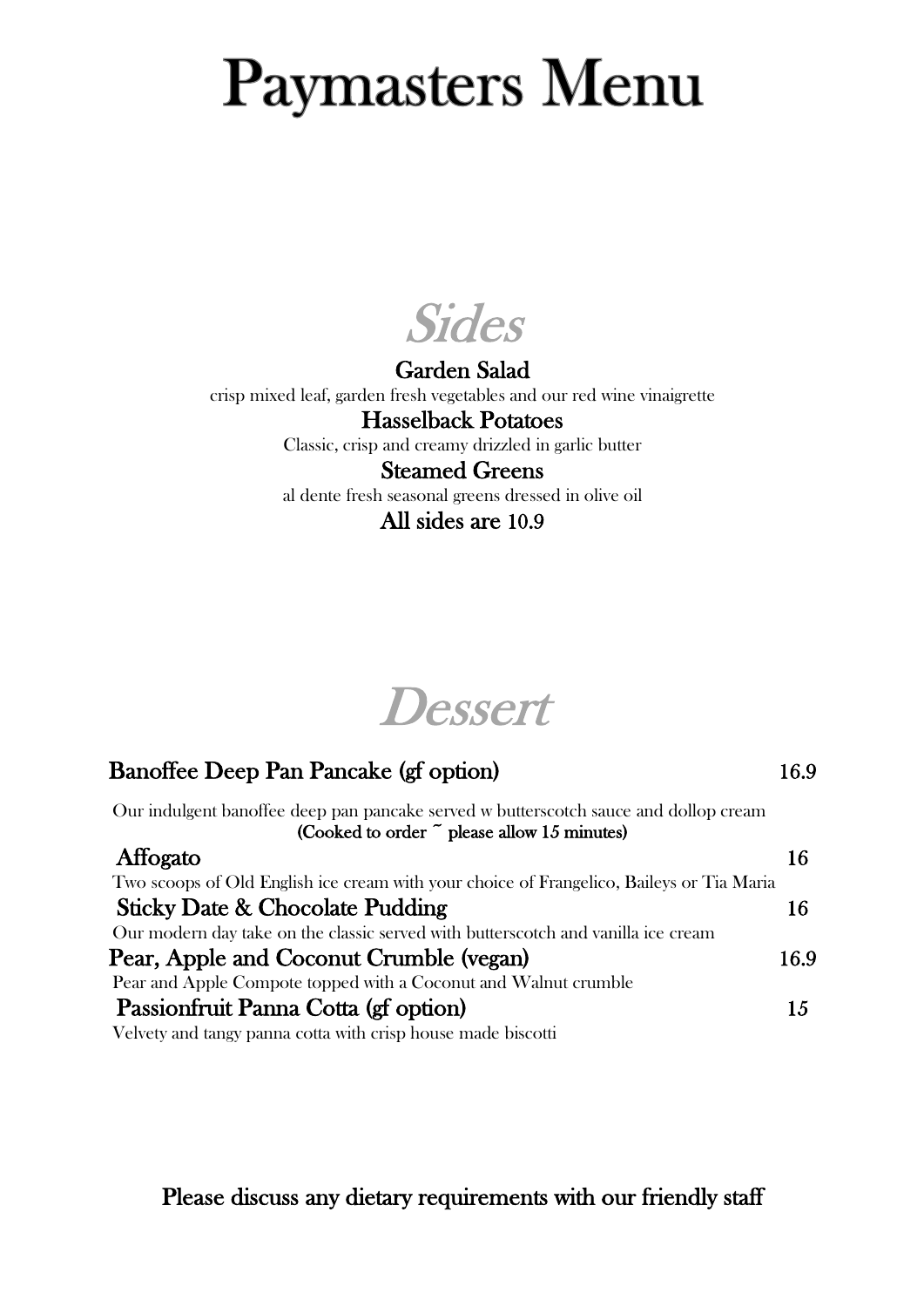# Paymasters Menu

## *Sides*

**Garden Salad**

crisp mixed leaf, garden fresh vegetables and our red wine vinaigrette

**Hasselback Potatoes**

Classic, crisp and creamy drizzled in garlic butter

**Steamed Greens**

al dente fresh seasonal greens dressed in olive oil

**All sides are 10.9**

## *Dessert*

**Banoffee Deep Pan Pancake (gf option)** 16.9

Our indulgent banoffee deep pan pancake served w butterscotch sauce and dollop cream
**(Cooked to order ~ please allow 15 minutes)**

**Affogato** 16

Two scoops of Old English ice cream with your choice of Frangelico, Baileys or Tia Maria

**Sticky Date & Chocolate Pudding** 16

Our modern day take on the classic served with butterscotch and vanilla ice cream

**Pear, Apple and Coconut Crumble (vegan)** 16.9

Pear and Apple Compote topped with a Coconut and Walnut crumble

**Passionfruit Panna Cotta (gf option)** 15

Velvety and tangy panna cotta with crisp house made biscotti

**Please discuss any dietary requirements with our friendly staff**